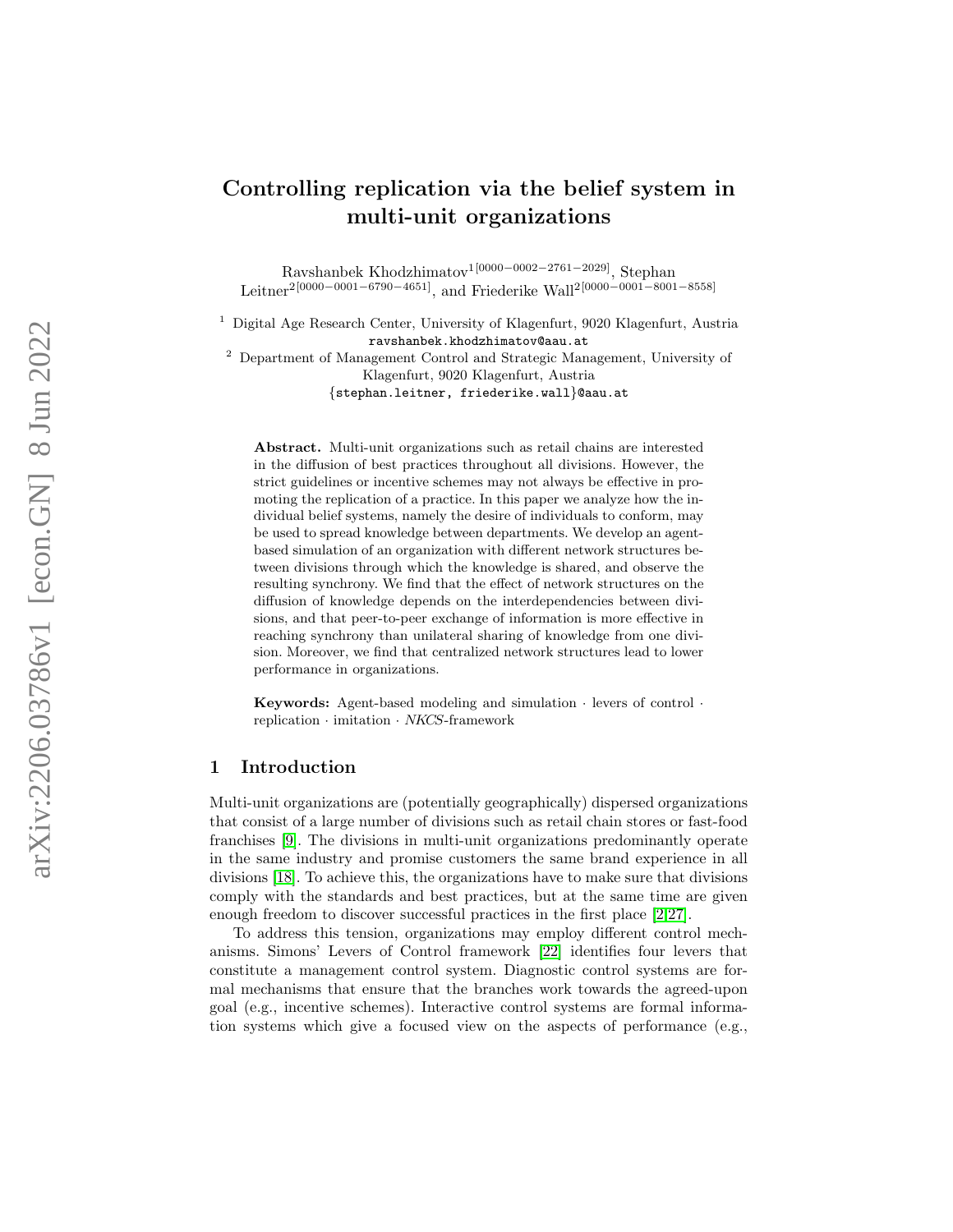# Controlling replication via the belief system in multi-unit organizations

Ravshanbek Khodzhimatov[1][0000−0002−2761−2029], Stephan Leitner[2][0000−0001−6790−4651], and Friederike Wall[2][0000−0001−8001−8558]

[1] Digital Age Research Center, University of Klagenfurt, 9020 Klagenfurt, Austria
ravshanbek.khodzhimatov@aau.at

[2] Department of Management Control and Strategic Management, University of Klagenfurt, 9020 Klagenfurt, Austria
{stephan.leitner, friederike.wall}@aau.at

**Abstract.** Multi-unit organizations such as retail chains are interested in the diffusion of best practices throughout all divisions. However, the strict guidelines or incentive schemes may not always be effective in promoting the replication of a practice. In this paper we analyze how the individual belief systems, namely the desire of individuals to conform, may be used to spread knowledge between departments. We develop an agent-based simulation of an organization with different network structures between divisions through which the knowledge is shared, and observe the resulting synchrony. We find that the effect of network structures on the diffusion of knowledge depends on the interdependencies between divisions, and that peer-to-peer exchange of information is more effective in reaching synchrony than unilateral sharing of knowledge from one division. Moreover, we find that centralized network structures lead to lower performance in organizations.

**Keywords:** Agent-based modeling and simulation · levers of control · replication · imitation · *NKCS*-framework

## 1 Introduction

Multi-unit organizations are (potentially geographically) dispersed organizations that consist of a large number of divisions such as retail chain stores or fast-food franchises [9]. The divisions in multi-unit organizations predominantly operate in the same industry and promise customers the same brand experience in all divisions [18]. To achieve this, the organizations have to make sure that divisions comply with the standards and best practices, but at the same time are given enough freedom to discover successful practices in the first place [2,27].

To address this tension, organizations may employ different control mechanisms. Simons' Levers of Control framework [22] identifies four levers that constitute a management control system. Diagnostic control systems are formal mechanisms that ensure that the branches work towards the agreed-upon goal (e.g., incentive schemes). Interactive control systems are formal information systems which give a focused view on the aspects of performance (e.g.,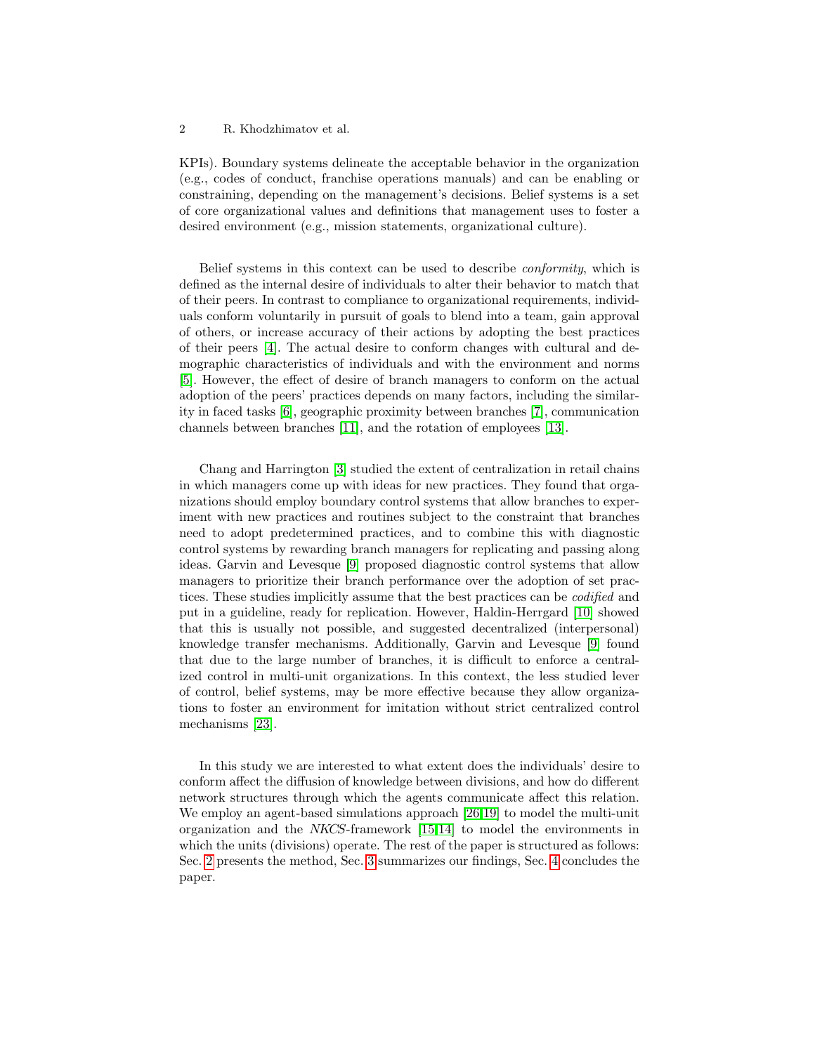KPIs). Boundary systems delineate the acceptable behavior in the organization (e.g., codes of conduct, franchise operations manuals) and can be enabling or constraining, depending on the management's decisions. Belief systems is a set of core organizational values and definitions that management uses to foster a desired environment (e.g., mission statements, organizational culture).

Belief systems in this context can be used to describe *conformity*, which is defined as the internal desire of individuals to alter their behavior to match that of their peers. In contrast to compliance to organizational requirements, individuals conform voluntarily in pursuit of goals to blend into a team, gain approval of others, or increase accuracy of their actions by adopting the best practices of their peers [4]. The actual desire to conform changes with cultural and demographic characteristics of individuals and with the environment and norms [5]. However, the effect of desire of branch managers to conform on the actual adoption of the peers' practices depends on many factors, including the similarity in faced tasks [6], geographic proximity between branches [7], communication channels between branches [11], and the rotation of employees [13].

Chang and Harrington [3] studied the extent of centralization in retail chains in which managers come up with ideas for new practices. They found that organizations should employ boundary control systems that allow branches to experiment with new practices and routines subject to the constraint that branches need to adopt predetermined practices, and to combine this with diagnostic control systems by rewarding branch managers for replicating and passing along ideas. Garvin and Levesque [9] proposed diagnostic control systems that allow managers to prioritize their branch performance over the adoption of set practices. These studies implicitly assume that the best practices can be *codified* and put in a guideline, ready for replication. However, Haldin-Herrgard [10] showed that this is usually not possible, and suggested decentralized (interpersonal) knowledge transfer mechanisms. Additionally, Garvin and Levesque [9] found that due to the large number of branches, it is difficult to enforce a centralized control in multi-unit organizations. In this context, the less studied lever of control, belief systems, may be more effective because they allow organizations to foster an environment for imitation without strict centralized control mechanisms [23].

In this study we are interested to what extent does the individuals' desire to conform affect the diffusion of knowledge between divisions, and how do different network structures through which the agents communicate affect this relation. We employ an agent-based simulations approach [26,19] to model the multi-unit organization and the *NKCS*-framework [15,14] to model the environments in which the units (divisions) operate. The rest of the paper is structured as follows: Sec. 2 presents the method, Sec. 3 summarizes our findings, Sec. 4 concludes the paper.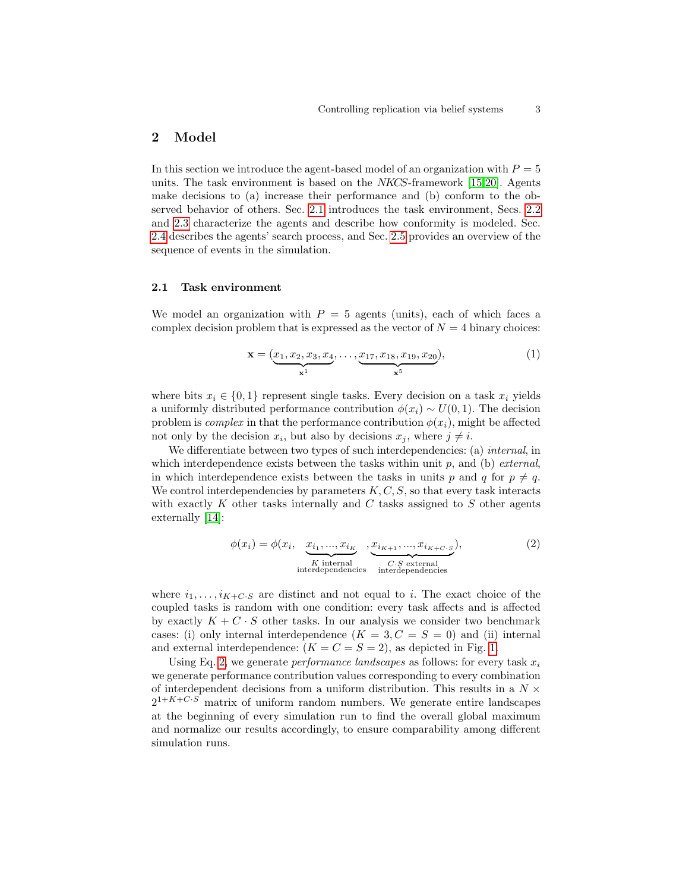## 2 Model

In this section we introduce the agent-based model of an organization with $P = 5$ units. The task environment is based on the *NKCS*-framework [15,20]. Agents make decisions to (a) increase their performance and (b) conform to the observed behavior of others. Sec. 2.1 introduces the task environment, Secs. 2.2 and 2.3 characterize the agents and describe how conformity is modeled. Sec. 2.4 describes the agents' search process, and Sec. 2.5 provides an overview of the sequence of events in the simulation.

### 2.1 Task environment

We model an organization with $P = 5$ agents (units), each of which faces a complex decision problem that is expressed as the vector of $N = 4$ binary choices:

$$\mathbf{x} = (\underbrace{x_1, x_2, x_3, x_4}_{\mathbf{x}^1}, \ldots, \underbrace{x_{17}, x_{18}, x_{19}, x_{20}}_{\mathbf{x}^5}), \tag{1}$$

where bits $x_i \in \{0, 1\}$ represent single tasks. Every decision on a task $x_i$ yields a uniformly distributed performance contribution $\phi(x_i) \sim U(0, 1)$. The decision problem is *complex* in that the performance contribution $\phi(x_i)$, might be affected not only by the decision $x_i$, but also by decisions $x_j$, where $j \neq i$.

We differentiate between two types of such interdependencies: (a) *internal*, in which interdependence exists between the tasks within unit $p$, and (b) *external*, in which interdependence exists between the tasks in units $p$ and $q$ for $p \neq q$. We control interdependencies by parameters $K, C, S$, so that every task interacts with exactly $K$ other tasks internally and $C$ tasks assigned to $S$ other agents externally [14]:

$$\phi(x_i) = \phi(x_i, \underbrace{x_{i_1}, ..., x_{i_K}}_{\substack{K \text{ internal} \\ \text{interdependencies}}}, \underbrace{x_{i_{K+1}}, ..., x_{i_{K+C \cdot S}}}_{\substack{C \cdot S \text{ external} \\ \text{interdependencies}}}), \tag{2}$$

where $i_1, \ldots, i_{K+C \cdot S}$ are distinct and not equal to $i$. The exact choice of the coupled tasks is random with one condition: every task affects and is affected by exactly $K + C \cdot S$ other tasks. In our analysis we consider two benchmark cases: (i) only internal interdependence ($K = 3, C = S = 0$) and (ii) internal and external interdependence: ($K = C = S = 2$), as depicted in Fig. 1.

Using Eq. 2, we generate *performance landscapes* as follows: for every task $x_i$ we generate performance contribution values corresponding to every combination of interdependent decisions from a uniform distribution. This results in a $N \times 2^{1+K+C \cdot S}$ matrix of uniform random numbers. We generate entire landscapes at the beginning of every simulation run to find the overall global maximum and normalize our results accordingly, to ensure comparability among different simulation runs.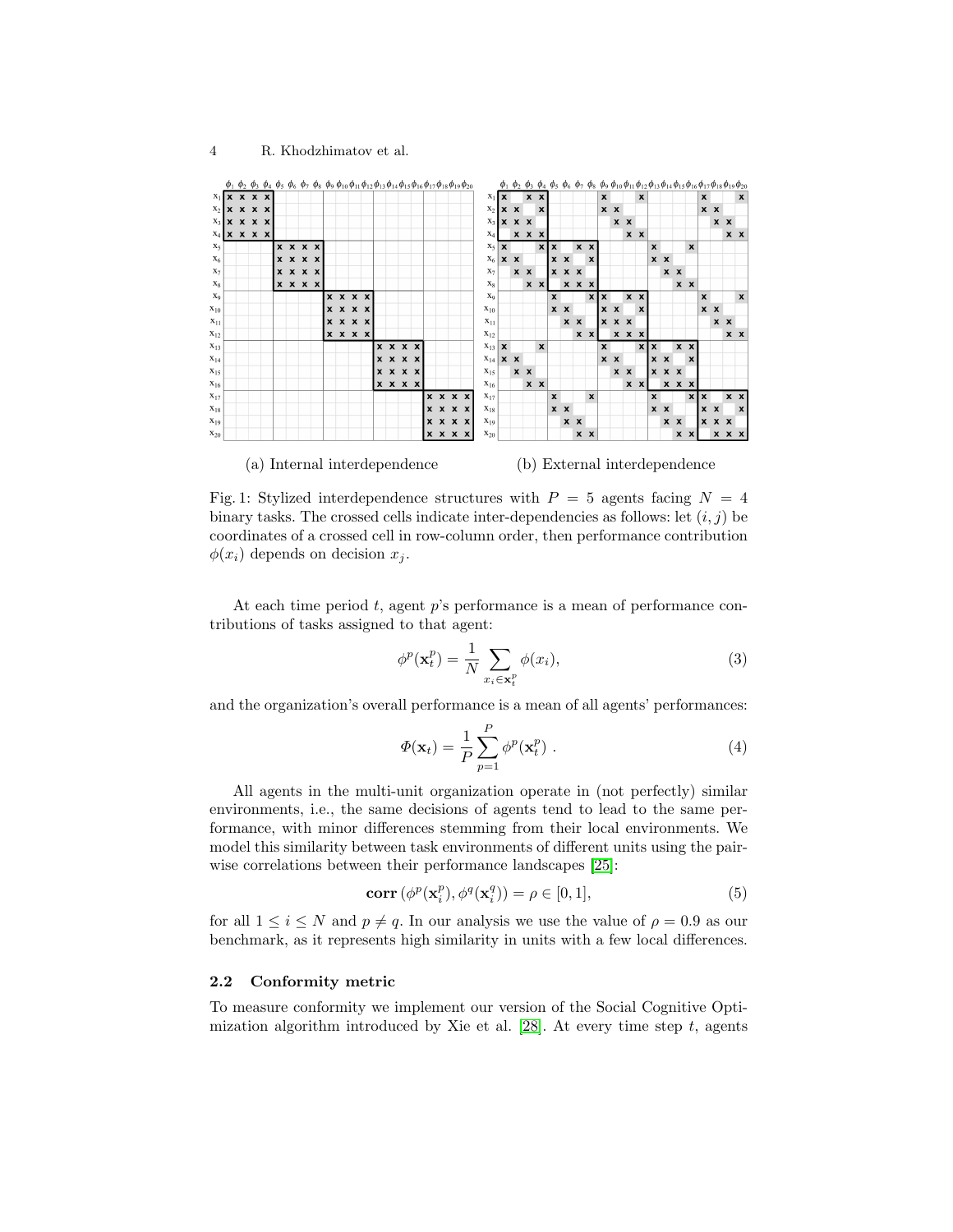(a) Internal interdependence

(b) External interdependence

Fig. 1: Stylized interdependence structures with $P = 5$ agents facing $N = 4$ binary tasks. The crossed cells indicate inter-dependencies as follows: let $(i, j)$ be coordinates of a crossed cell in row-column order, then performance contribution $\phi(x_i)$ depends on decision $x_j$.

At each time period $t$, agent $p$'s performance is a mean of performance contributions of tasks assigned to that agent:

$$\phi^p(\mathbf{x}_t^p) = \frac{1}{N} \sum_{x_i \in \mathbf{x}_t^p} \phi(x_i), \tag{3}$$

and the organization's overall performance is a mean of all agents' performances:

$$\Phi(\mathbf{x}_t) = \frac{1}{P} \sum_{p=1}^{P} \phi^p(\mathbf{x}_t^p) \ . \tag{4}$$

All agents in the multi-unit organization operate in (not perfectly) similar environments, i.e., the same decisions of agents tend to lead to the same performance, with minor differences stemming from their local environments. We model this similarity between task environments of different units using the pairwise correlations between their performance landscapes [25]:

$$\mathbf{corr}\left(\phi^p(\mathbf{x}_i^p), \phi^q(\mathbf{x}_i^q)\right) = \rho \in [0, 1], \tag{5}$$

for all $1 \leq i \leq N$ and $p \neq q$. In our analysis we use the value of $\rho = 0.9$ as our benchmark, as it represents high similarity in units with a few local differences.

### 2.2 Conformity metric

To measure conformity we implement our version of the Social Cognitive Optimization algorithm introduced by Xie et al. [28]. At every time step $t$, agents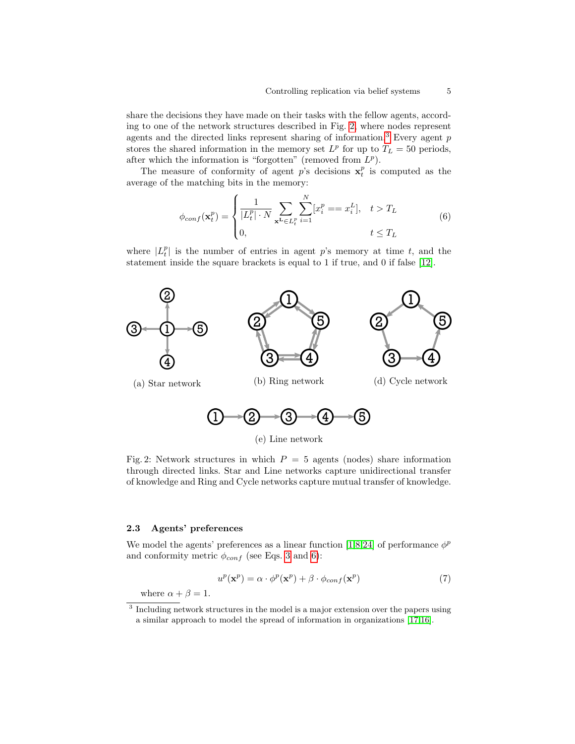share the decisions they have made on their tasks with the fellow agents, according to one of the network structures described in Fig. 2, where nodes represent agents and the directed links represent sharing of information.[3] Every agent $p$ stores the shared information in the memory set $L^p$ for up to $T_L = 50$ periods, after which the information is "forgotten" (removed from $L^p$).

The measure of conformity of agent $p$'s decisions $\mathbf{x}_t^p$ is computed as the average of the matching bits in the memory:

$$
\phi_{conf}(\mathbf{x}_t^p) = \begin{cases} \dfrac{1}{|L_t^p| \cdot N} \displaystyle\sum_{\mathbf{x^L} \in L_t^p} \sum_{i=1}^{N} [x_i^p == x_i^L], & t > T_L \\ 0, & t \leq T_L \end{cases} \tag{6}
$$

where $|L_t^p|$ is the number of entries in agent $p$'s memory at time $t$, and the statement inside the square brackets is equal to 1 if true, and 0 if false [12].

(a) Star network

(b) Ring network

(d) Cycle network

(e) Line network

Fig. 2: Network structures in which $P = 5$ agents (nodes) share information through directed links. Star and Line networks capture unidirectional transfer of knowledge and Ring and Cycle networks capture mutual transfer of knowledge.

### 2.3 Agents' preferences

We model the agents' preferences as a linear function [1,8,24] of performance $\phi^p$ and conformity metric $\phi_{conf}$ (see Eqs. 3 and 6):

$$
u^p(\mathbf{x}^p) = \alpha \cdot \phi^p(\mathbf{x}^p) + \beta \cdot \phi_{conf}(\mathbf{x}^p) \tag{7}
$$

where $\alpha + \beta = 1$.

[3] Including network structures in the model is a major extension over the papers using a similar approach to model the spread of information in organizations [17,16].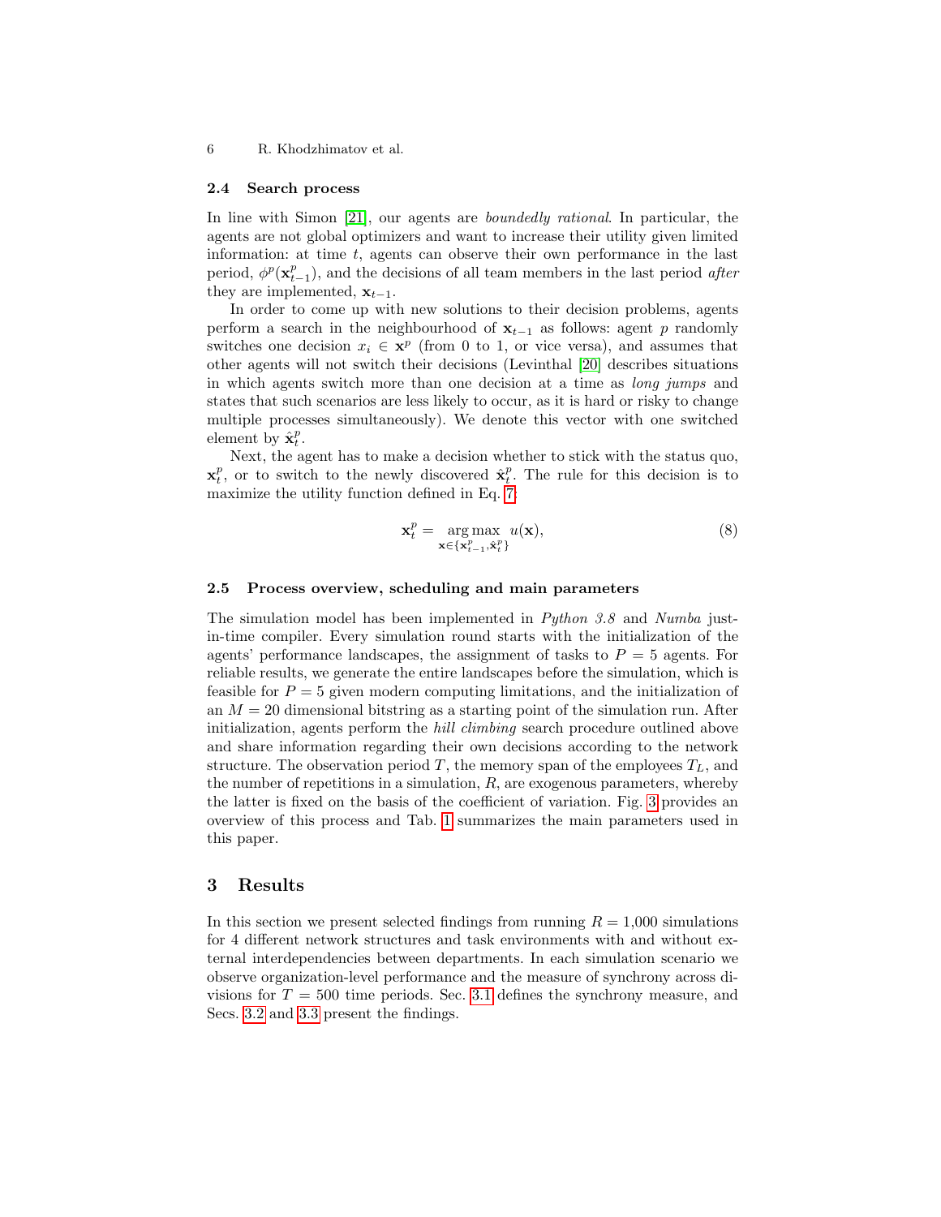### 2.4 Search process

In line with Simon [21], our agents are *boundedly rational*. In particular, the agents are not global optimizers and want to increase their utility given limited information: at time $t$, agents can observe their own performance in the last period, $\phi^p(\mathbf{x}_{t-1}^p)$, and the decisions of all team members in the last period *after* they are implemented, $\mathbf{x}_{t-1}$.

In order to come up with new solutions to their decision problems, agents perform a search in the neighbourhood of $\mathbf{x}_{t-1}$ as follows: agent $p$ randomly switches one decision $x_i \in \mathbf{x}^p$ (from 0 to 1, or vice versa), and assumes that other agents will not switch their decisions (Levinthal [20] describes situations in which agents switch more than one decision at a time as *long jumps* and states that such scenarios are less likely to occur, as it is hard or risky to change multiple processes simultaneously). We denote this vector with one switched element by $\hat{\mathbf{x}}_t^p$.

Next, the agent has to make a decision whether to stick with the status quo, $\mathbf{x}_t^p$, or to switch to the newly discovered $\hat{\mathbf{x}}_t^p$. The rule for this decision is to maximize the utility function defined in Eq. 7:

$$\mathbf{x}_t^p = \underset{\mathbf{x} \in \{\mathbf{x}_{t-1}^p, \hat{\mathbf{x}}_t^p\}}{\arg\max} \; u(\mathbf{x}), \tag{8}$$

### 2.5 Process overview, scheduling and main parameters

The simulation model has been implemented in *Python 3.8* and *Numba* just-in-time compiler. Every simulation round starts with the initialization of the agents' performance landscapes, the assignment of tasks to $P = 5$ agents. For reliable results, we generate the entire landscapes before the simulation, which is feasible for $P = 5$ given modern computing limitations, and the initialization of an $M = 20$ dimensional bitstring as a starting point of the simulation run. After initialization, agents perform the *hill climbing* search procedure outlined above and share information regarding their own decisions according to the network structure. The observation period $T$, the memory span of the employees $T_L$, and the number of repetitions in a simulation, $R$, are exogenous parameters, whereby the latter is fixed on the basis of the coefficient of variation. Fig. 3 provides an overview of this process and Tab. 1 summarizes the main parameters used in this paper.

## 3 Results

In this section we present selected findings from running $R = 1{,}000$ simulations for 4 different network structures and task environments with and without external interdependencies between departments. In each simulation scenario we observe organization-level performance and the measure of synchrony across divisions for $T = 500$ time periods. Sec. 3.1 defines the synchrony measure, and Secs. 3.2 and 3.3 present the findings.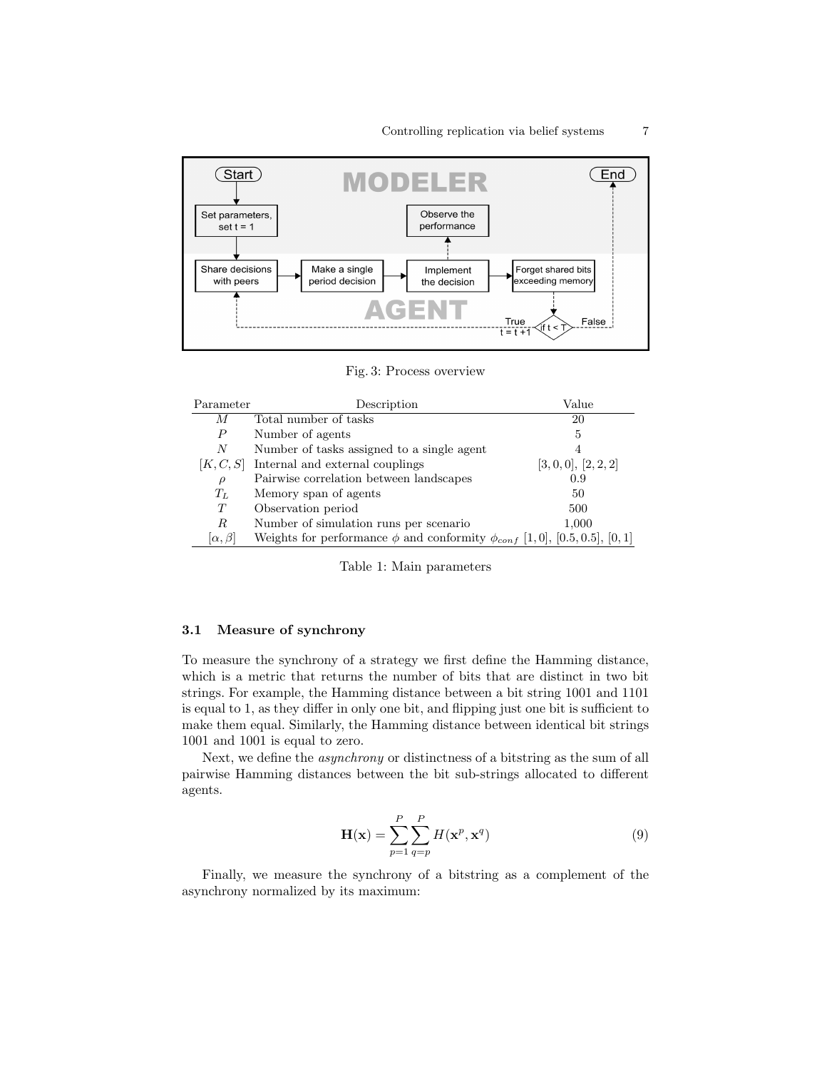Fig. 3: Process overview

| Parameter | Description | Value |
| --- | --- | --- |
| $M$ | Total number of tasks | 20 |
| $P$ | Number of agents | 5 |
| $N$ | Number of tasks assigned to a single agent | 4 |
| $[K, C, S]$ | Internal and external couplings | $[3, 0, 0]$, $[2, 2, 2]$ |
| $\rho$ | Pairwise correlation between landscapes | 0.9 |
| $T_L$ | Memory span of agents | 50 |
| $T$ | Observation period | 500 |
| $R$ | Number of simulation runs per scenario | 1,000 |
| $[\alpha, \beta]$ | Weights for performance $\phi$ and conformity $\phi_{conf}$ | $[1, 0]$, $[0.5, 0.5]$, $[0, 1]$ |

Table 1: Main parameters

### 3.1 Measure of synchrony

To measure the synchrony of a strategy we first define the Hamming distance, which is a metric that returns the number of bits that are distinct in two bit strings. For example, the Hamming distance between a bit string 1001 and 1101 is equal to 1, as they differ in only one bit, and flipping just one bit is sufficient to make them equal. Similarly, the Hamming distance between identical bit strings 1001 and 1001 is equal to zero.

Next, we define the *asynchrony* or distinctness of a bitstring as the sum of all pairwise Hamming distances between the bit sub-strings allocated to different agents.

$$\mathbf{H}(\mathbf{x}) = \sum_{p=1}^{P} \sum_{q=p}^{P} H(\mathbf{x}^p, \mathbf{x}^q) \tag{9}$$

Finally, we measure the synchrony of a bitstring as a complement of the asynchrony normalized by its maximum: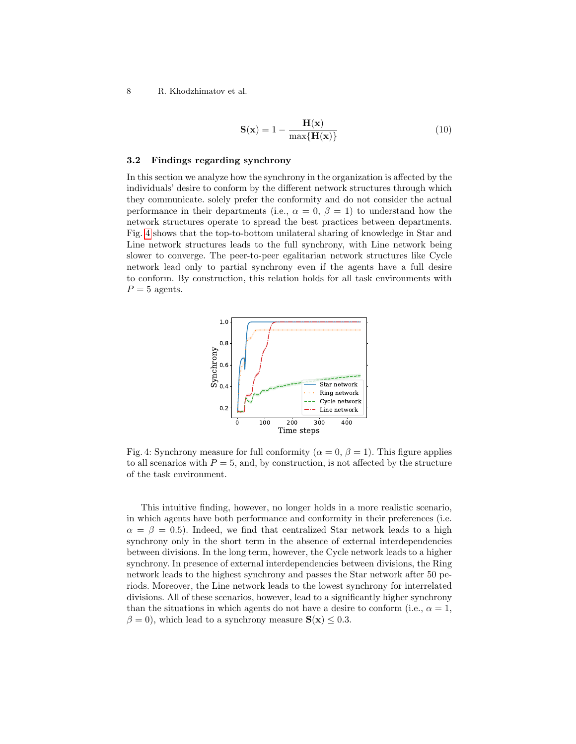$$\mathbf{S}(\mathbf{x}) = 1 - \frac{\mathbf{H}(\mathbf{x})}{\max\{\mathbf{H}(\mathbf{x})\}} \tag{10}$$

### 3.2 Findings regarding synchrony

In this section we analyze how the synchrony in the organization is affected by the individuals' desire to conform by the different network structures through which they communicate. solely prefer the conformity and do not consider the actual performance in their departments (i.e., $\alpha = 0$, $\beta = 1$) to understand how the network structures operate to spread the best practices between departments. Fig. 4 shows that the top-to-bottom unilateral sharing of knowledge in Star and Line network structures leads to the full synchrony, with Line network being slower to converge. The peer-to-peer egalitarian network structures like Cycle network lead only to partial synchrony even if the agents have a full desire to conform. By construction, this relation holds for all task environments with $P = 5$ agents.

Fig. 4: Synchrony measure for full conformity ($\alpha = 0$, $\beta = 1$). This figure applies to all scenarios with $P = 5$, and, by construction, is not affected by the structure of the task environment.

This intuitive finding, however, no longer holds in a more realistic scenario, in which agents have both performance and conformity in their preferences (i.e. $\alpha = \beta = 0.5$). Indeed, we find that centralized Star network leads to a high synchrony only in the short term in the absence of external interdependencies between divisions. In the long term, however, the Cycle network leads to a higher synchrony. In presence of external interdependencies between divisions, the Ring network leads to the highest synchrony and passes the Star network after 50 periods. Moreover, the Line network leads to the lowest synchrony for interrelated divisions. All of these scenarios, however, lead to a significantly higher synchrony than the situations in which agents do not have a desire to conform (i.e., $\alpha = 1$, $\beta = 0$), which lead to a synchrony measure $\mathbf{S}(\mathbf{x}) \leq 0.3$.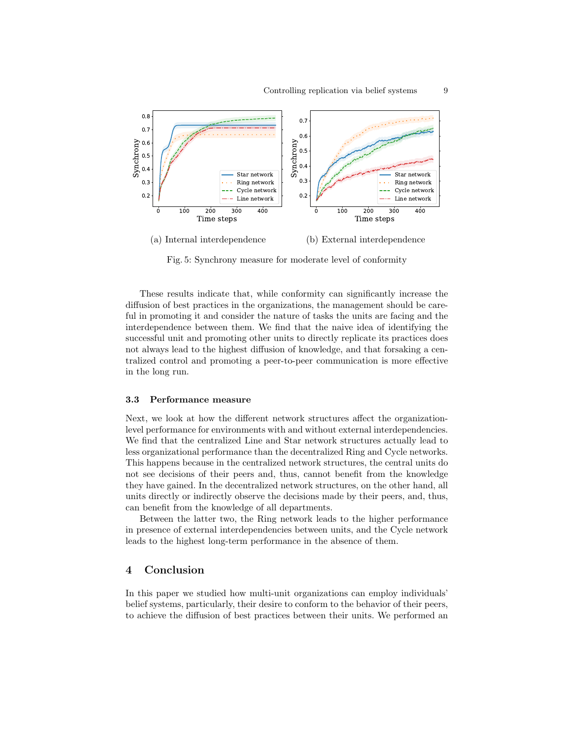(a) Internal interdependence

(b) External interdependence

Fig. 5: Synchrony measure for moderate level of conformity

These results indicate that, while conformity can significantly increase the diffusion of best practices in the organizations, the management should be careful in promoting it and consider the nature of tasks the units are facing and the interdependence between them. We find that the naive idea of identifying the successful unit and promoting other units to directly replicate its practices does not always lead to the highest diffusion of knowledge, and that forsaking a centralized control and promoting a peer-to-peer communication is more effective in the long run.

### 3.3 Performance measure

Next, we look at how the different network structures affect the organization-level performance for environments with and without external interdependencies. We find that the centralized Line and Star network structures actually lead to less organizational performance than the decentralized Ring and Cycle networks. This happens because in the centralized network structures, the central units do not see decisions of their peers and, thus, cannot benefit from the knowledge they have gained. In the decentralized network structures, on the other hand, all units directly or indirectly observe the decisions made by their peers, and, thus, can benefit from the knowledge of all departments.

Between the latter two, the Ring network leads to the higher performance in presence of external interdependencies between units, and the Cycle network leads to the highest long-term performance in the absence of them.

## 4 Conclusion

In this paper we studied how multi-unit organizations can employ individuals' belief systems, particularly, their desire to conform to the behavior of their peers, to achieve the diffusion of best practices between their units. We performed an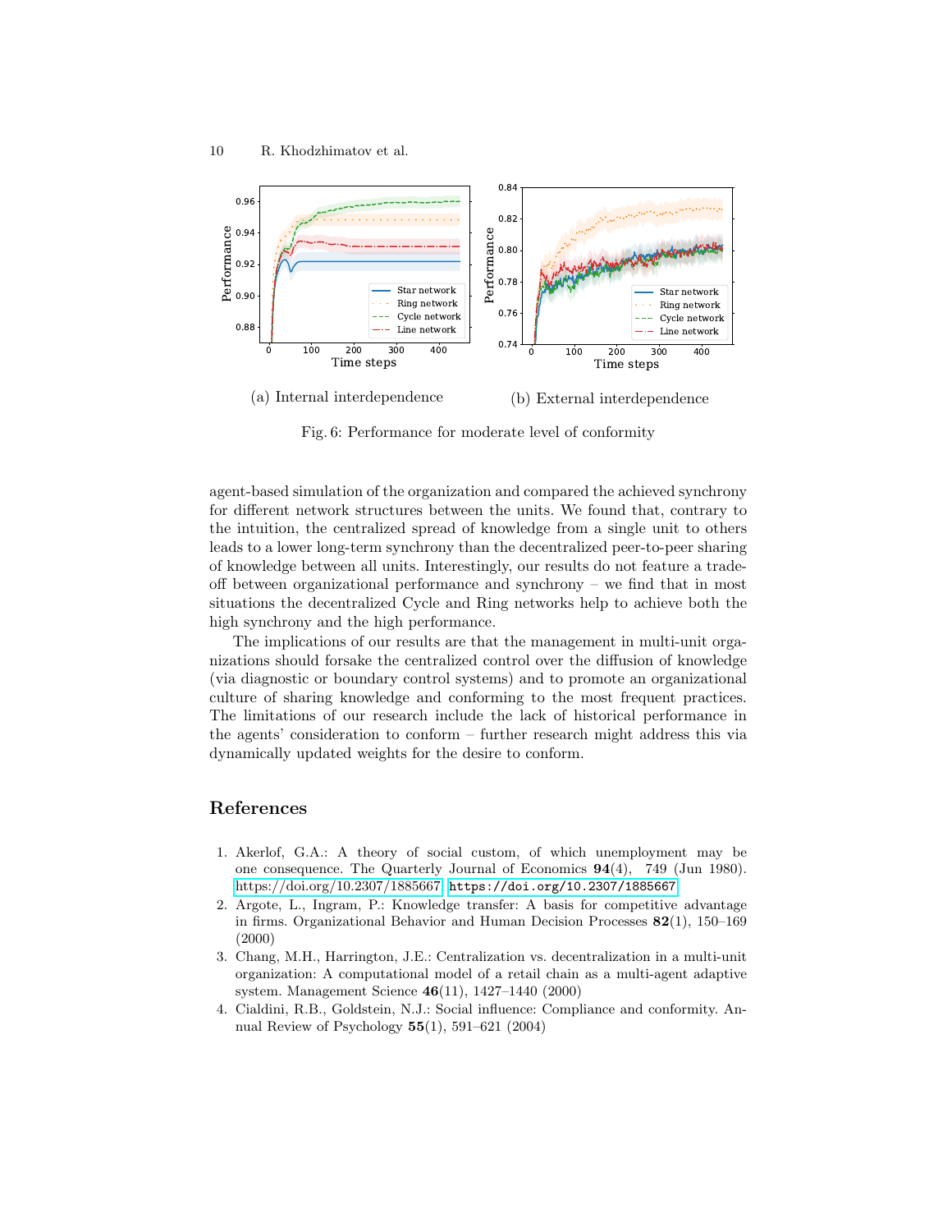(a) Internal interdependence

(b) External interdependence

Fig. 6: Performance for moderate level of conformity

agent-based simulation of the organization and compared the achieved synchrony for different network structures between the units. We found that, contrary to the intuition, the centralized spread of knowledge from a single unit to others leads to a lower long-term synchrony than the decentralized peer-to-peer sharing of knowledge between all units. Interestingly, our results do not feature a trade-off between organizational performance and synchrony – we find that in most situations the decentralized Cycle and Ring networks help to achieve both the high synchrony and the high performance.

The implications of our results are that the management in multi-unit organizations should forsake the centralized control over the diffusion of knowledge (via diagnostic or boundary control systems) and to promote an organizational culture of sharing knowledge and conforming to the most frequent practices. The limitations of our research include the lack of historical performance in the agents' consideration to conform – further research might address this via dynamically updated weights for the desire to conform.

## References

1. Akerlof, G.A.: A theory of social custom, of which unemployment may be one consequence. The Quarterly Journal of Economics **94**(4), 749 (Jun 1980). https://doi.org/10.2307/1885667, `https://doi.org/10.2307/1885667`
2. Argote, L., Ingram, P.: Knowledge transfer: A basis for competitive advantage in firms. Organizational Behavior and Human Decision Processes **82**(1), 150–169 (2000)
3. Chang, M.H., Harrington, J.E.: Centralization vs. decentralization in a multi-unit organization: A computational model of a retail chain as a multi-agent adaptive system. Management Science **46**(11), 1427–1440 (2000)
4. Cialdini, R.B., Goldstein, N.J.: Social influence: Compliance and conformity. Annual Review of Psychology **55**(1), 591–621 (2004)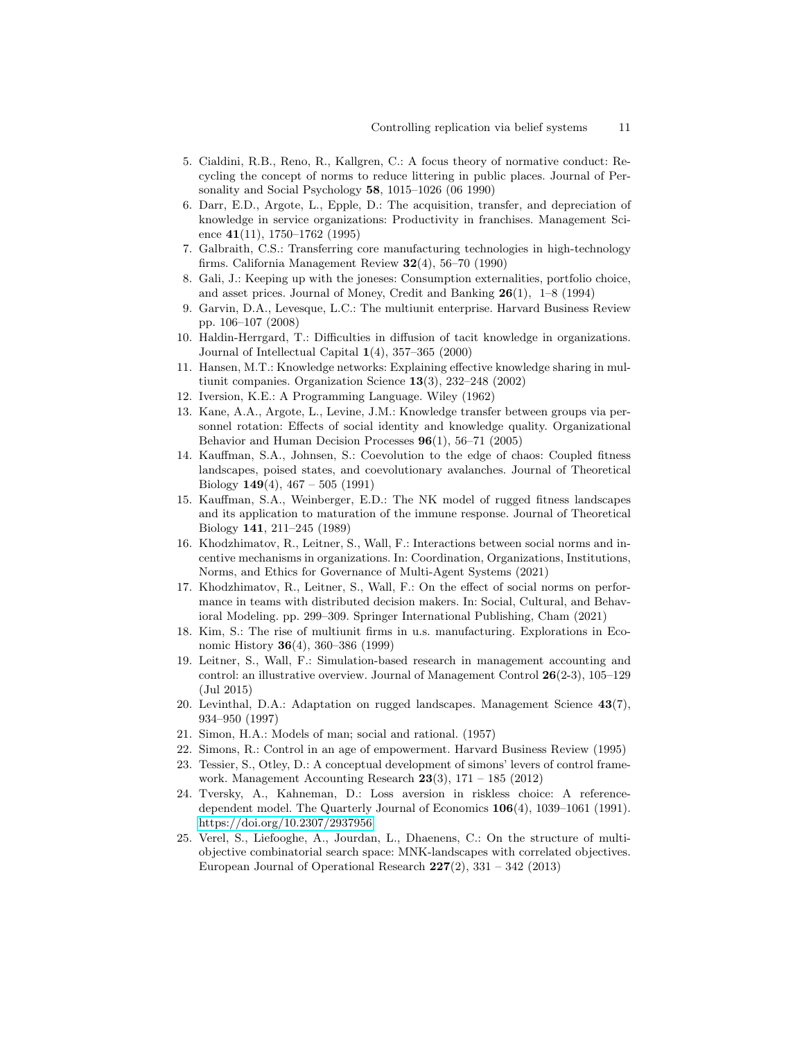5. Cialdini, R.B., Reno, R., Kallgren, C.: A focus theory of normative conduct: Recycling the concept of norms to reduce littering in public places. Journal of Personality and Social Psychology **58**, 1015–1026 (06 1990)
6. Darr, E.D., Argote, L., Epple, D.: The acquisition, transfer, and depreciation of knowledge in service organizations: Productivity in franchises. Management Science **41**(11), 1750–1762 (1995)
7. Galbraith, C.S.: Transferring core manufacturing technologies in high-technology firms. California Management Review **32**(4), 56–70 (1990)
8. Gali, J.: Keeping up with the joneses: Consumption externalities, portfolio choice, and asset prices. Journal of Money, Credit and Banking **26**(1), 1–8 (1994)
9. Garvin, D.A., Levesque, L.C.: The multiunit enterprise. Harvard Business Review pp. 106–107 (2008)
10. Haldin-Herrgard, T.: Difficulties in diffusion of tacit knowledge in organizations. Journal of Intellectual Capital **1**(4), 357–365 (2000)
11. Hansen, M.T.: Knowledge networks: Explaining effective knowledge sharing in multiunit companies. Organization Science **13**(3), 232–248 (2002)
12. Iversion, K.E.: A Programming Language. Wiley (1962)
13. Kane, A.A., Argote, L., Levine, J.M.: Knowledge transfer between groups via personnel rotation: Effects of social identity and knowledge quality. Organizational Behavior and Human Decision Processes **96**(1), 56–71 (2005)
14. Kauffman, S.A., Johnsen, S.: Coevolution to the edge of chaos: Coupled fitness landscapes, poised states, and coevolutionary avalanches. Journal of Theoretical Biology **149**(4), 467 – 505 (1991)
15. Kauffman, S.A., Weinberger, E.D.: The NK model of rugged fitness landscapes and its application to maturation of the immune response. Journal of Theoretical Biology **141**, 211–245 (1989)
16. Khodzhimatov, R., Leitner, S., Wall, F.: Interactions between social norms and incentive mechanisms in organizations. In: Coordination, Organizations, Institutions, Norms, and Ethics for Governance of Multi-Agent Systems (2021)
17. Khodzhimatov, R., Leitner, S., Wall, F.: On the effect of social norms on performance in teams with distributed decision makers. In: Social, Cultural, and Behavioral Modeling. pp. 299–309. Springer International Publishing, Cham (2021)
18. Kim, S.: The rise of multiunit firms in u.s. manufacturing. Explorations in Economic History **36**(4), 360–386 (1999)
19. Leitner, S., Wall, F.: Simulation-based research in management accounting and control: an illustrative overview. Journal of Management Control **26**(2-3), 105–129 (Jul 2015)
20. Levinthal, D.A.: Adaptation on rugged landscapes. Management Science **43**(7), 934–950 (1997)
21. Simon, H.A.: Models of man; social and rational. (1957)
22. Simons, R.: Control in an age of empowerment. Harvard Business Review (1995)
23. Tessier, S., Otley, D.: A conceptual development of simons' levers of control framework. Management Accounting Research **23**(3), 171 – 185 (2012)
24. Tversky, A., Kahneman, D.: Loss aversion in riskless choice: A reference-dependent model. The Quarterly Journal of Economics **106**(4), 1039–1061 (1991). https://doi.org/10.2307/2937956
25. Verel, S., Liefooghe, A., Jourdan, L., Dhaenens, C.: On the structure of multiobjective combinatorial search space: MNK-landscapes with correlated objectives. European Journal of Operational Research **227**(2), 331 – 342 (2013)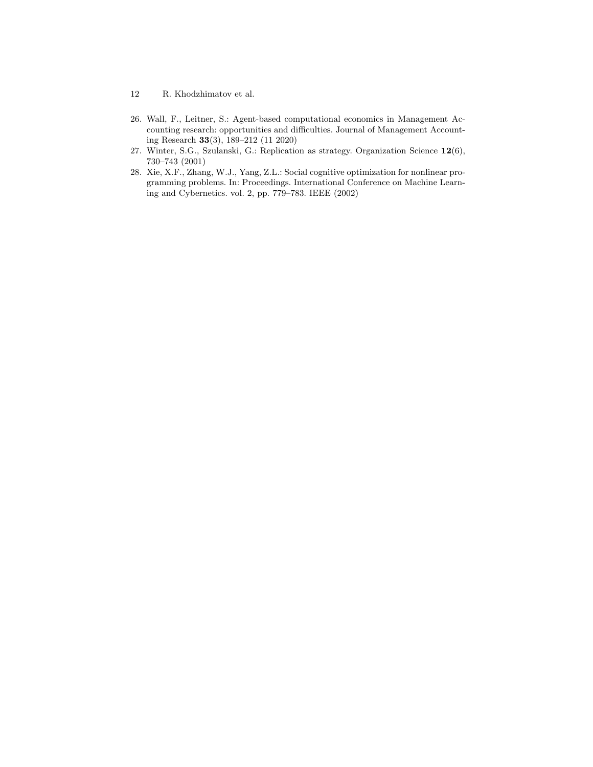26. Wall, F., Leitner, S.: Agent-based computational economics in Management Accounting research: opportunities and difficulties. Journal of Management Accounting Research **33**(3), 189–212 (11 2020)
27. Winter, S.G., Szulanski, G.: Replication as strategy. Organization Science **12**(6), 730–743 (2001)
28. Xie, X.F., Zhang, W.J., Yang, Z.L.: Social cognitive optimization for nonlinear programming problems. In: Proceedings. International Conference on Machine Learning and Cybernetics. vol. 2, pp. 779–783. IEEE (2002)